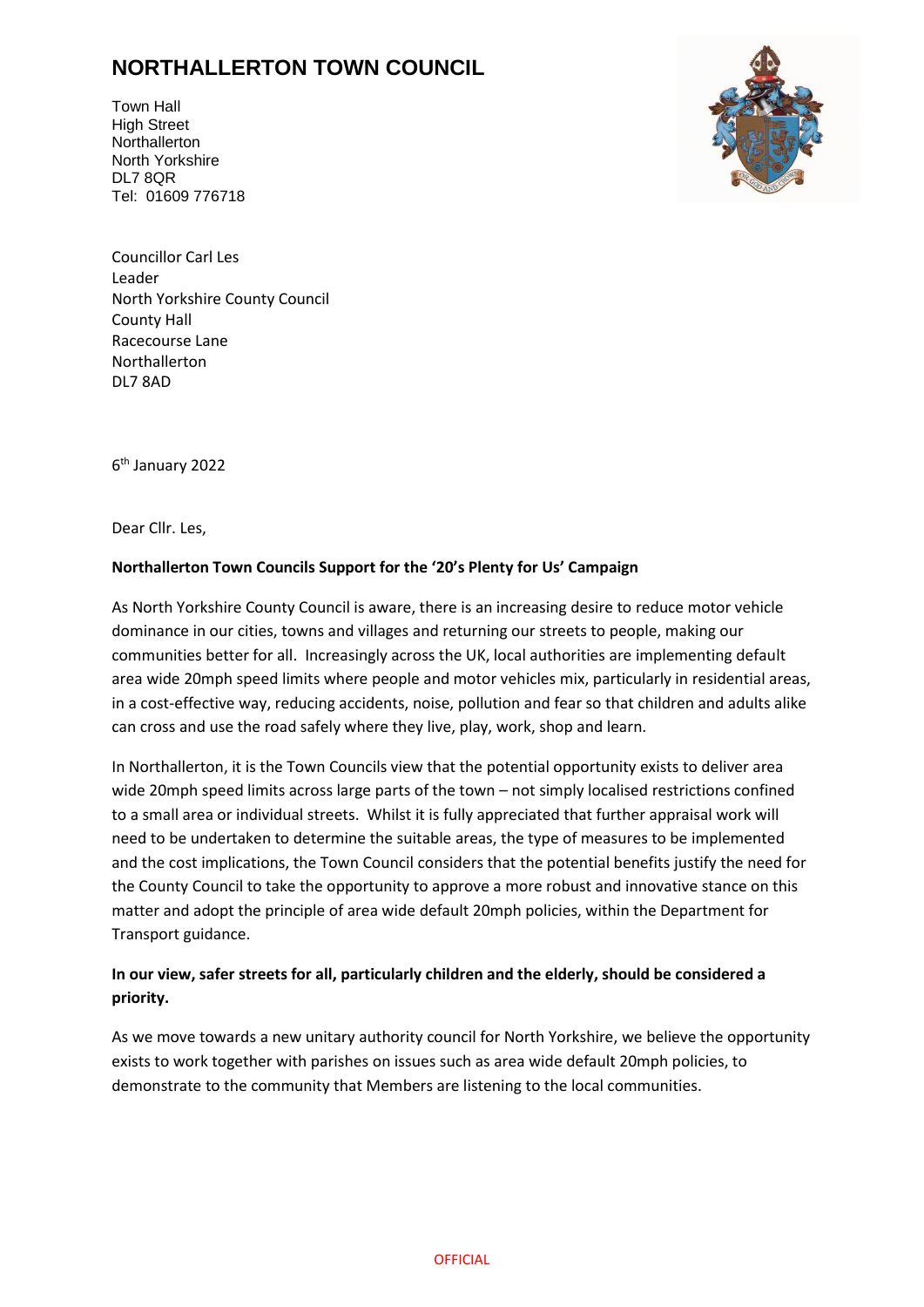# NORTHALLERTON TOWN COUNCIL

Town Hall
High Street
Northallerton
North Yorkshire
DL7 8QR
Tel: 01609 776718

Councillor Carl Les
Leader
North Yorkshire County Council
County Hall
Racecourse Lane
Northallerton
DL7 8AD

6th January 2022

Dear Cllr. Les,

**Northallerton Town Councils Support for the '20's Plenty for Us' Campaign**

As North Yorkshire County Council is aware, there is an increasing desire to reduce motor vehicle dominance in our cities, towns and villages and returning our streets to people, making our communities better for all. Increasingly across the UK, local authorities are implementing default area wide 20mph speed limits where people and motor vehicles mix, particularly in residential areas, in a cost-effective way, reducing accidents, noise, pollution and fear so that children and adults alike can cross and use the road safely where they live, play, work, shop and learn.

In Northallerton, it is the Town Councils view that the potential opportunity exists to deliver area wide 20mph speed limits across large parts of the town – not simply localised restrictions confined to a small area or individual streets. Whilst it is fully appreciated that further appraisal work will need to be undertaken to determine the suitable areas, the type of measures to be implemented and the cost implications, the Town Council considers that the potential benefits justify the need for the County Council to take the opportunity to approve a more robust and innovative stance on this matter and adopt the principle of area wide default 20mph policies, within the Department for Transport guidance.

**In our view, safer streets for all, particularly children and the elderly, should be considered a priority.**

As we move towards a new unitary authority council for North Yorkshire, we believe the opportunity exists to work together with parishes on issues such as area wide default 20mph policies, to demonstrate to the community that Members are listening to the local communities.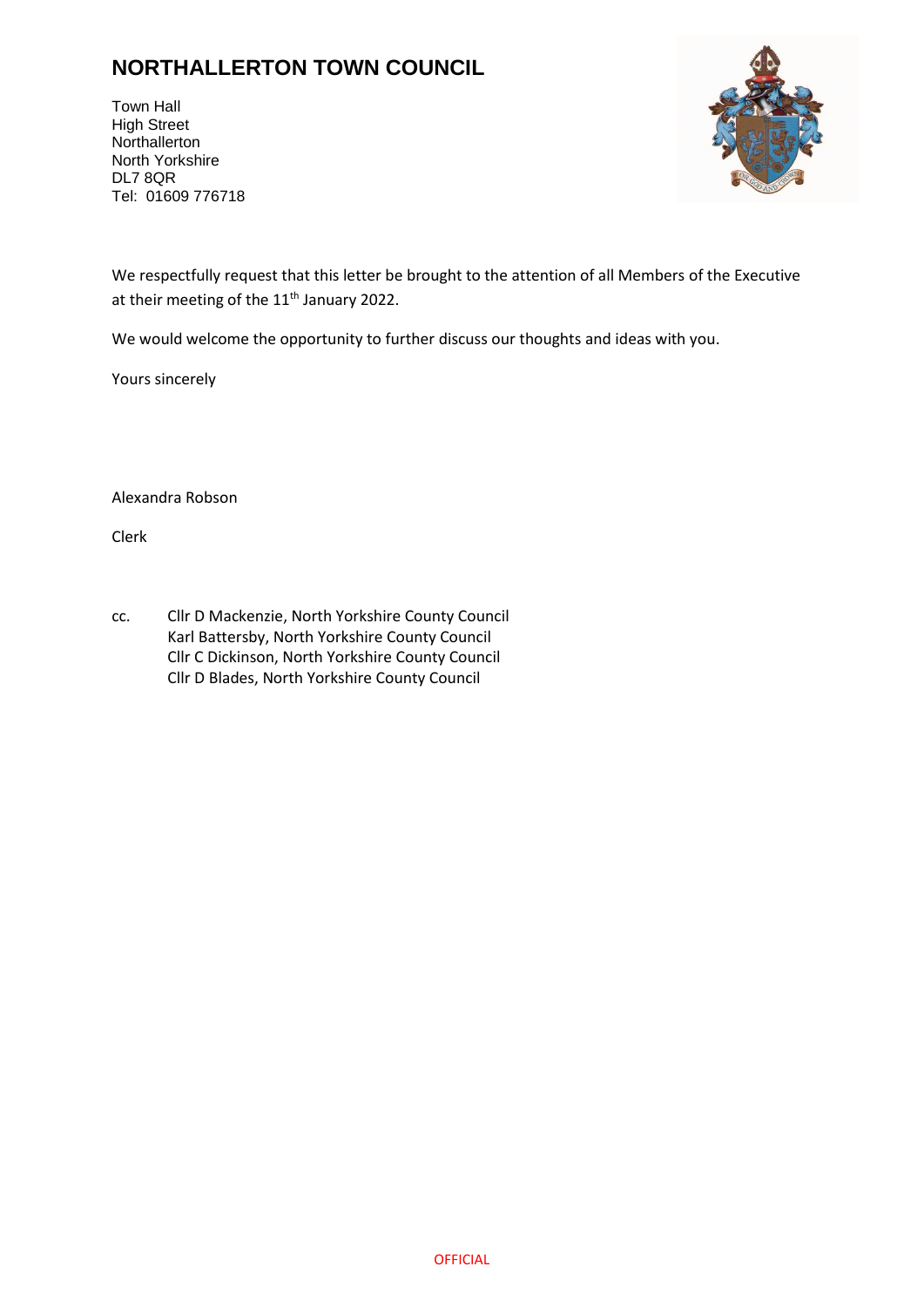# NORTHALLERTON TOWN COUNCIL

Town Hall
High Street
Northallerton
North Yorkshire
DL7 8QR
Tel: 01609 776718

We respectfully request that this letter be brought to the attention of all Members of the Executive at their meeting of the 11th January 2022.

We would welcome the opportunity to further discuss our thoughts and ideas with you.

Yours sincerely

Alexandra Robson

Clerk

cc. Cllr D Mackenzie, North Yorkshire County Council
Karl Battersby, North Yorkshire County Council
Cllr C Dickinson, North Yorkshire County Council
Cllr D Blades, North Yorkshire County Council

OFFICIAL